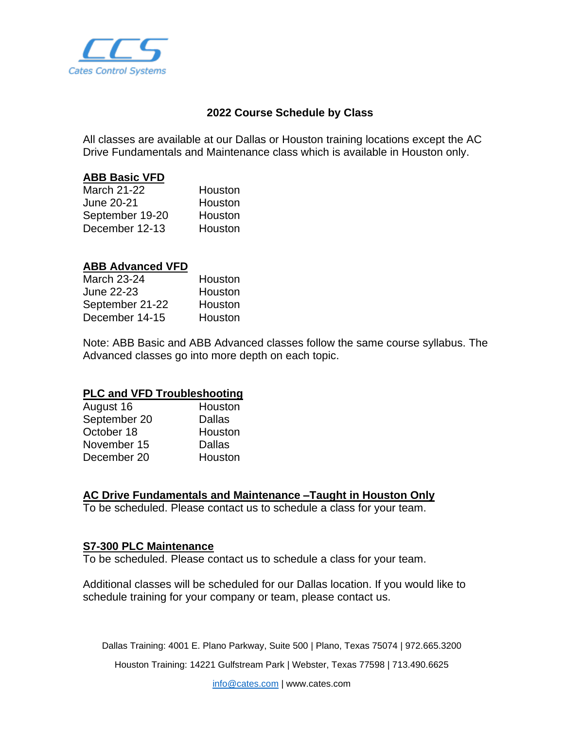Cates Control Systems

# 2022 Course Schedule by Class

All classes are available at our Dallas or Houston training locations except the AC Drive Fundamentals and Maintenance class which is available in Houston only.

## ABB Basic VFD

| | |
|---|---|
| March 21-22 | Houston |
| June 20-21 | Houston |
| September 19-20 | Houston |
| December 12-13 | Houston |

## ABB Advanced VFD

| | |
|---|---|
| March 23-24 | Houston |
| June 22-23 | Houston |
| September 21-22 | Houston |
| December 14-15 | Houston |

Note: ABB Basic and ABB Advanced classes follow the same course syllabus. The Advanced classes go into more depth on each topic.

## PLC and VFD Troubleshooting

| | |
|---|---|
| August 16 | Houston |
| September 20 | Dallas |
| October 18 | Houston |
| November 15 | Dallas |
| December 20 | Houston |

## AC Drive Fundamentals and Maintenance –Taught in Houston Only

To be scheduled. Please contact us to schedule a class for your team.

## S7-300 PLC Maintenance

To be scheduled. Please contact us to schedule a class for your team.

Additional classes will be scheduled for our Dallas location. If you would like to schedule training for your company or team, please contact us.

Dallas Training: 4001 E. Plano Parkway, Suite 500 | Plano, Texas 75074 | 972.665.3200

Houston Training: 14221 Gulfstream Park | Webster, Texas 77598 | 713.490.6625

info@cates.com | www.cates.com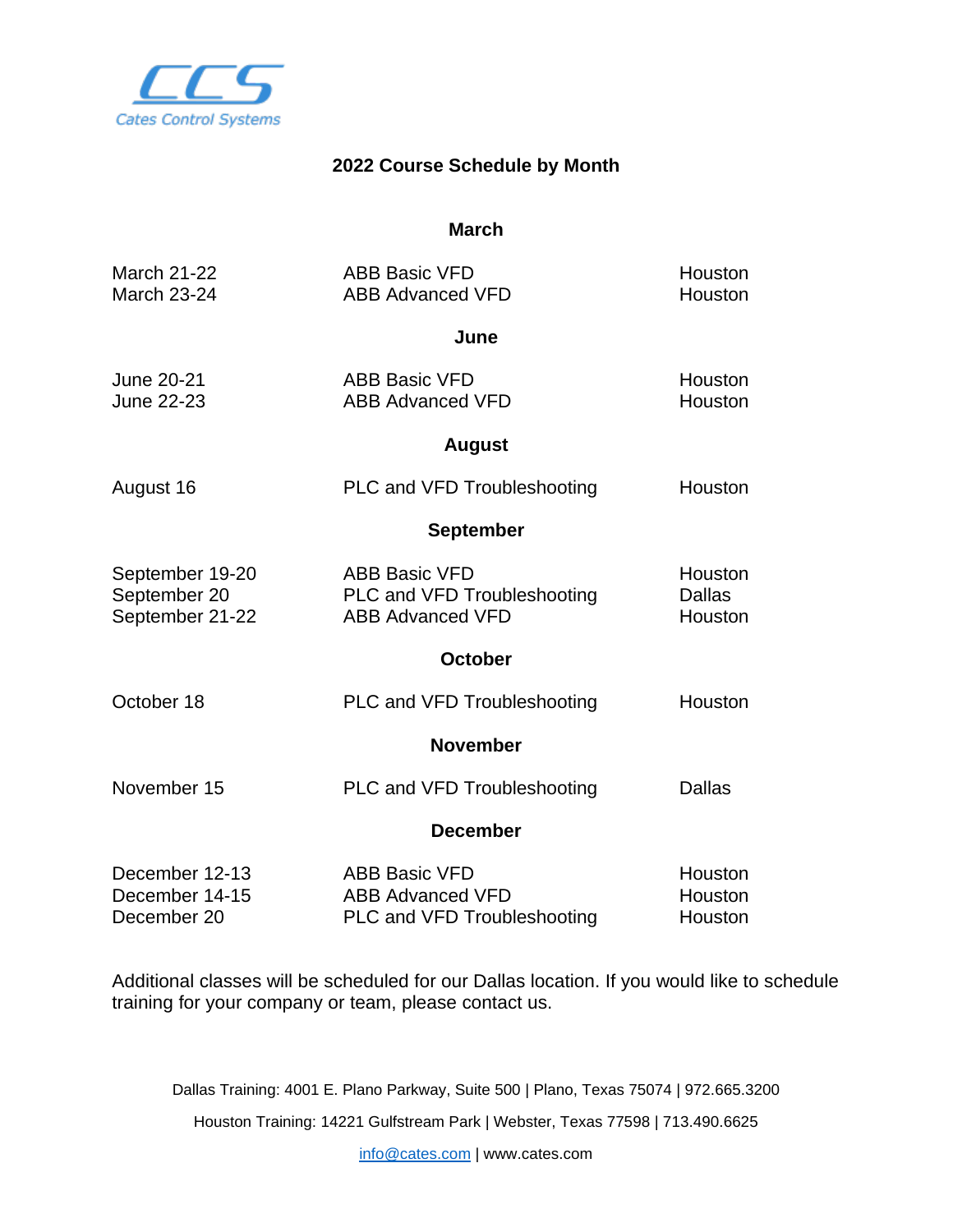Cates Control Systems

# 2022 Course Schedule by Month

## March

| Date | Course | Location |
|---|---|---|
| March 21-22 | ABB Basic VFD | Houston |
| March 23-24 | ABB Advanced VFD | Houston |

## June

| Date | Course | Location |
|---|---|---|
| June 20-21 | ABB Basic VFD | Houston |
| June 22-23 | ABB Advanced VFD | Houston |

## August

| Date | Course | Location |
|---|---|---|
| August 16 | PLC and VFD Troubleshooting | Houston |

## September

| Date | Course | Location |
|---|---|---|
| September 19-20 | ABB Basic VFD | Houston |
| September 20 | PLC and VFD Troubleshooting | Dallas |
| September 21-22 | ABB Advanced VFD | Houston |

## October

| Date | Course | Location |
|---|---|---|
| October 18 | PLC and VFD Troubleshooting | Houston |

## November

| Date | Course | Location |
|---|---|---|
| November 15 | PLC and VFD Troubleshooting | Dallas |

## December

| Date | Course | Location |
|---|---|---|
| December 12-13 | ABB Basic VFD | Houston |
| December 14-15 | ABB Advanced VFD | Houston |
| December 20 | PLC and VFD Troubleshooting | Houston |

Additional classes will be scheduled for our Dallas location. If you would like to schedule training for your company or team, please contact us.

Dallas Training: 4001 E. Plano Parkway, Suite 500 | Plano, Texas 75074 | 972.665.3200

Houston Training: 14221 Gulfstream Park | Webster, Texas 77598 | 713.490.6625

info@cates.com | www.cates.com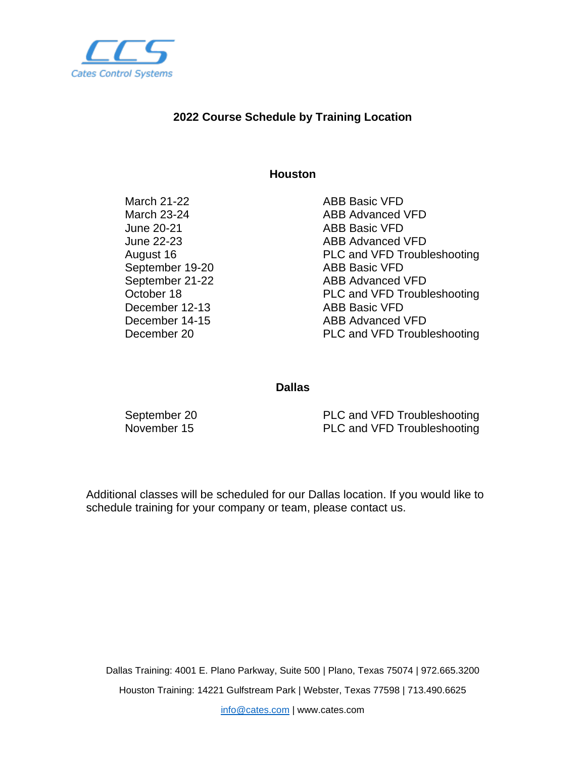Cates Control Systems

## 2022 Course Schedule by Training Location

### Houston

| | |
|---|---|
| March 21-22 | ABB Basic VFD |
| March 23-24 | ABB Advanced VFD |
| June 20-21 | ABB Basic VFD |
| June 22-23 | ABB Advanced VFD |
| August 16 | PLC and VFD Troubleshooting |
| September 19-20 | ABB Basic VFD |
| September 21-22 | ABB Advanced VFD |
| October 18 | PLC and VFD Troubleshooting |
| December 12-13 | ABB Basic VFD |
| December 14-15 | ABB Advanced VFD |
| December 20 | PLC and VFD Troubleshooting |

### Dallas

| | |
|---|---|
| September 20 | PLC and VFD Troubleshooting |
| November 15 | PLC and VFD Troubleshooting |

Additional classes will be scheduled for our Dallas location. If you would like to schedule training for your company or team, please contact us.

Dallas Training: 4001 E. Plano Parkway, Suite 500 | Plano, Texas 75074 | 972.665.3200

Houston Training: 14221 Gulfstream Park | Webster, Texas 77598 | 713.490.6625

info@cates.com | www.cates.com